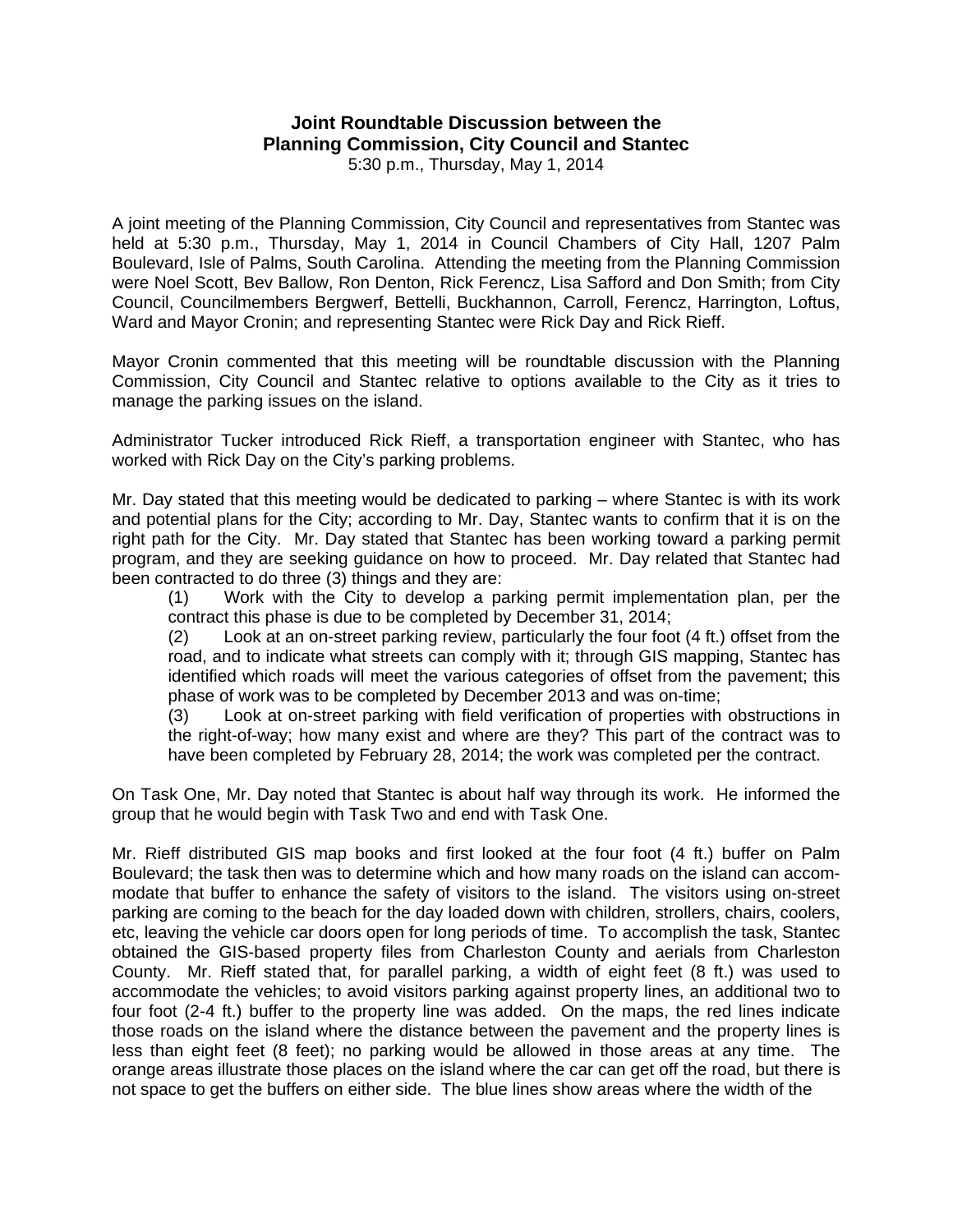# Joint Roundtable Discussion between the Planning Commission, City Council and Stantec

5:30 p.m., Thursday, May 1, 2014

A joint meeting of the Planning Commission, City Council and representatives from Stantec was held at 5:30 p.m., Thursday, May 1, 2014 in Council Chambers of City Hall, 1207 Palm Boulevard, Isle of Palms, South Carolina. Attending the meeting from the Planning Commission were Noel Scott, Bev Ballow, Ron Denton, Rick Ferencz, Lisa Safford and Don Smith; from City Council, Councilmembers Bergwerf, Bettelli, Buckhannon, Carroll, Ferencz, Harrington, Loftus, Ward and Mayor Cronin; and representing Stantec were Rick Day and Rick Rieff.

Mayor Cronin commented that this meeting will be roundtable discussion with the Planning Commission, City Council and Stantec relative to options available to the City as it tries to manage the parking issues on the island.

Administrator Tucker introduced Rick Rieff, a transportation engineer with Stantec, who has worked with Rick Day on the City's parking problems.

Mr. Day stated that this meeting would be dedicated to parking – where Stantec is with its work and potential plans for the City; according to Mr. Day, Stantec wants to confirm that it is on the right path for the City. Mr. Day stated that Stantec has been working toward a parking permit program, and they are seeking guidance on how to proceed. Mr. Day related that Stantec had been contracted to do three (3) things and they are:

(1) Work with the City to develop a parking permit implementation plan, per the contract this phase is due to be completed by December 31, 2014;

(2) Look at an on-street parking review, particularly the four foot (4 ft.) offset from the road, and to indicate what streets can comply with it; through GIS mapping, Stantec has identified which roads will meet the various categories of offset from the pavement; this phase of work was to be completed by December 2013 and was on-time;

(3) Look at on-street parking with field verification of properties with obstructions in the right-of-way; how many exist and where are they? This part of the contract was to have been completed by February 28, 2014; the work was completed per the contract.

On Task One, Mr. Day noted that Stantec is about half way through its work. He informed the group that he would begin with Task Two and end with Task One.

Mr. Rieff distributed GIS map books and first looked at the four foot (4 ft.) buffer on Palm Boulevard; the task then was to determine which and how many roads on the island can accommodate that buffer to enhance the safety of visitors to the island. The visitors using on-street parking are coming to the beach for the day loaded down with children, strollers, chairs, coolers, etc, leaving the vehicle car doors open for long periods of time. To accomplish the task, Stantec obtained the GIS-based property files from Charleston County and aerials from Charleston County. Mr. Rieff stated that, for parallel parking, a width of eight feet (8 ft.) was used to accommodate the vehicles; to avoid visitors parking against property lines, an additional two to four foot (2-4 ft.) buffer to the property line was added. On the maps, the red lines indicate those roads on the island where the distance between the pavement and the property lines is less than eight feet (8 feet); no parking would be allowed in those areas at any time. The orange areas illustrate those places on the island where the car can get off the road, but there is not space to get the buffers on either side. The blue lines show areas where the width of the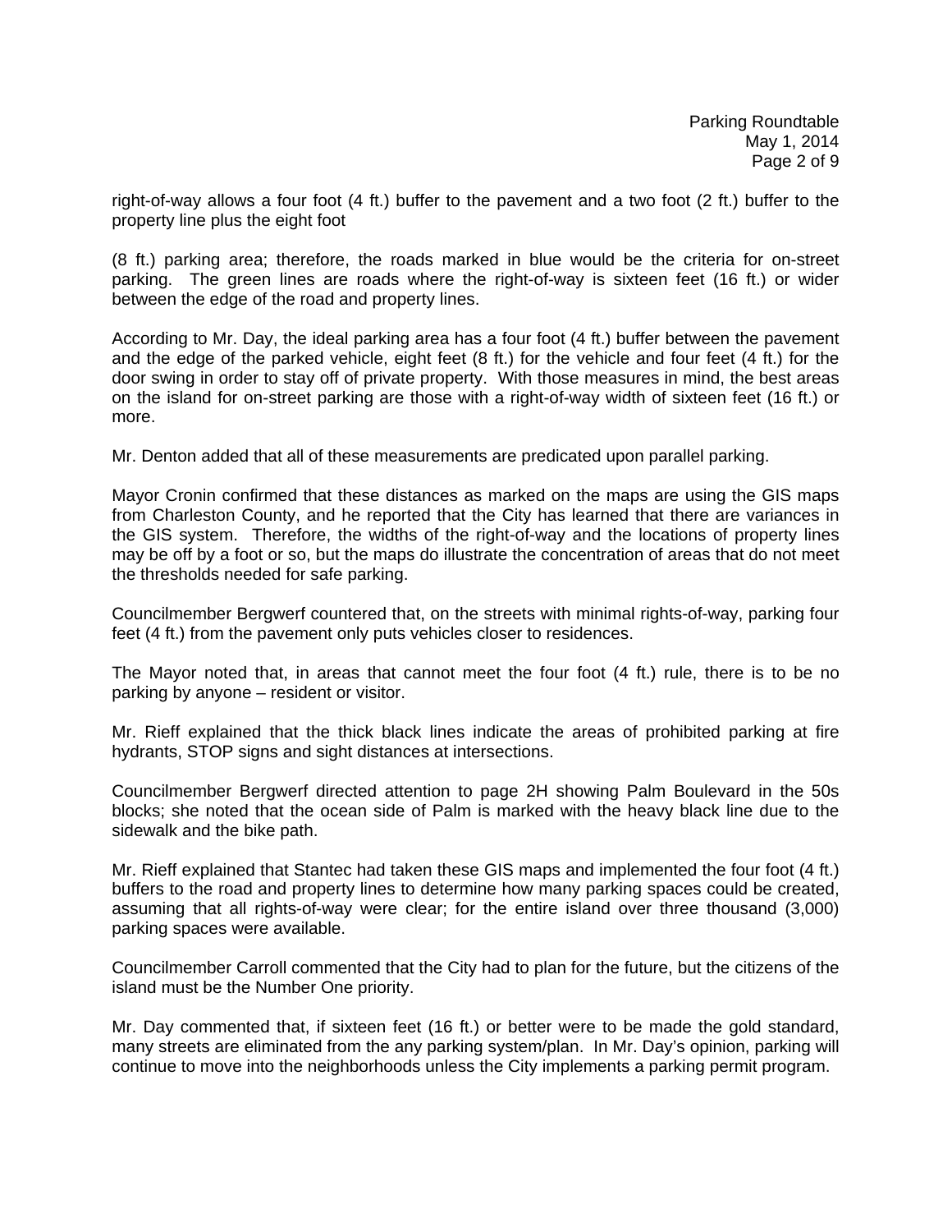right-of-way allows a four foot (4 ft.) buffer to the pavement and a two foot (2 ft.) buffer to the property line plus the eight foot

(8 ft.) parking area; therefore, the roads marked in blue would be the criteria for on-street parking. The green lines are roads where the right-of-way is sixteen feet (16 ft.) or wider between the edge of the road and property lines.

According to Mr. Day, the ideal parking area has a four foot (4 ft.) buffer between the pavement and the edge of the parked vehicle, eight feet (8 ft.) for the vehicle and four feet (4 ft.) for the door swing in order to stay off of private property. With those measures in mind, the best areas on the island for on-street parking are those with a right-of-way width of sixteen feet (16 ft.) or more.

Mr. Denton added that all of these measurements are predicated upon parallel parking.

Mayor Cronin confirmed that these distances as marked on the maps are using the GIS maps from Charleston County, and he reported that the City has learned that there are variances in the GIS system. Therefore, the widths of the right-of-way and the locations of property lines may be off by a foot or so, but the maps do illustrate the concentration of areas that do not meet the thresholds needed for safe parking.

Councilmember Bergwerf countered that, on the streets with minimal rights-of-way, parking four feet (4 ft.) from the pavement only puts vehicles closer to residences.

The Mayor noted that, in areas that cannot meet the four foot (4 ft.) rule, there is to be no parking by anyone – resident or visitor.

Mr. Rieff explained that the thick black lines indicate the areas of prohibited parking at fire hydrants, STOP signs and sight distances at intersections.

Councilmember Bergwerf directed attention to page 2H showing Palm Boulevard in the 50s blocks; she noted that the ocean side of Palm is marked with the heavy black line due to the sidewalk and the bike path.

Mr. Rieff explained that Stantec had taken these GIS maps and implemented the four foot (4 ft.) buffers to the road and property lines to determine how many parking spaces could be created, assuming that all rights-of-way were clear; for the entire island over three thousand (3,000) parking spaces were available.

Councilmember Carroll commented that the City had to plan for the future, but the citizens of the island must be the Number One priority.

Mr. Day commented that, if sixteen feet (16 ft.) or better were to be made the gold standard, many streets are eliminated from the any parking system/plan. In Mr. Day's opinion, parking will continue to move into the neighborhoods unless the City implements a parking permit program.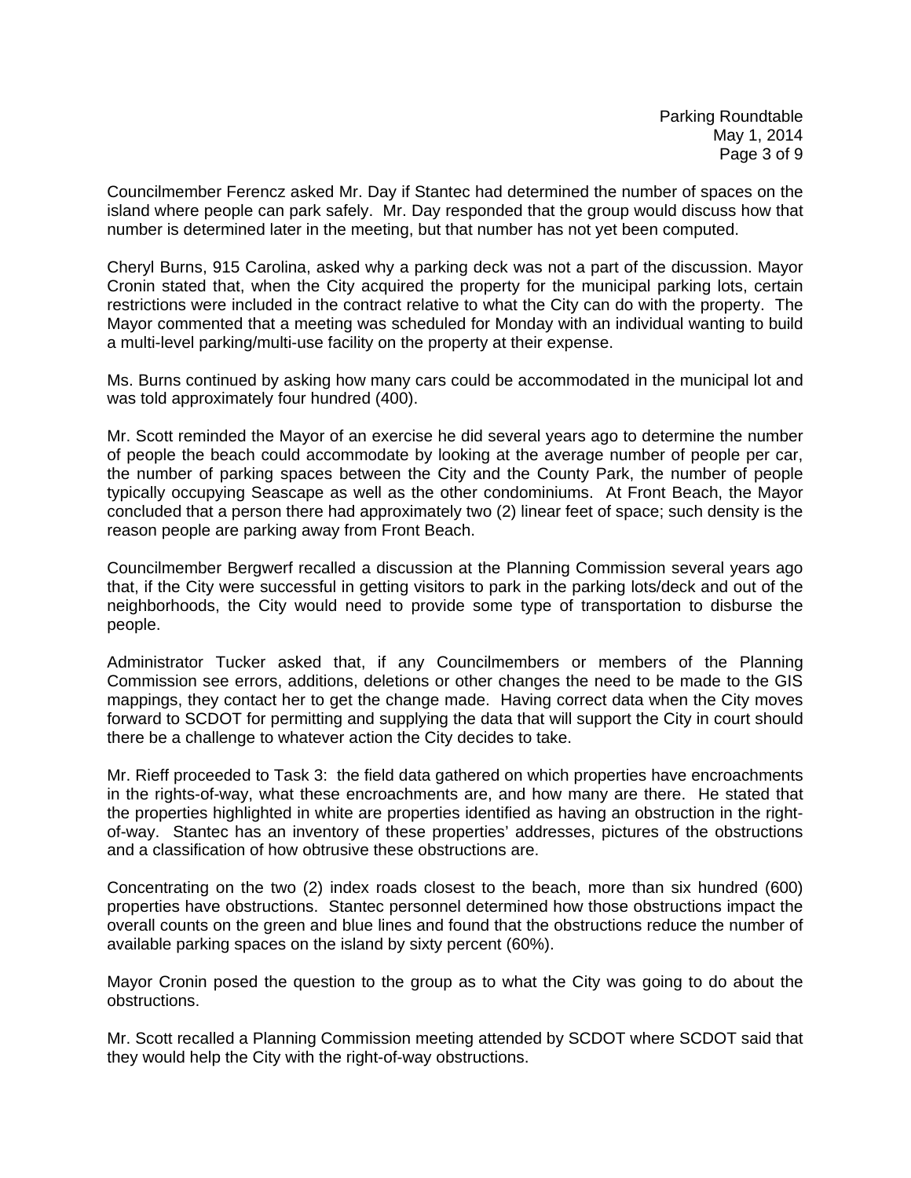Councilmember Ferencz asked Mr. Day if Stantec had determined the number of spaces on the island where people can park safely. Mr. Day responded that the group would discuss how that number is determined later in the meeting, but that number has not yet been computed.

Cheryl Burns, 915 Carolina, asked why a parking deck was not a part of the discussion. Mayor Cronin stated that, when the City acquired the property for the municipal parking lots, certain restrictions were included in the contract relative to what the City can do with the property. The Mayor commented that a meeting was scheduled for Monday with an individual wanting to build a multi-level parking/multi-use facility on the property at their expense.

Ms. Burns continued by asking how many cars could be accommodated in the municipal lot and was told approximately four hundred (400).

Mr. Scott reminded the Mayor of an exercise he did several years ago to determine the number of people the beach could accommodate by looking at the average number of people per car, the number of parking spaces between the City and the County Park, the number of people typically occupying Seascape as well as the other condominiums. At Front Beach, the Mayor concluded that a person there had approximately two (2) linear feet of space; such density is the reason people are parking away from Front Beach.

Councilmember Bergwerf recalled a discussion at the Planning Commission several years ago that, if the City were successful in getting visitors to park in the parking lots/deck and out of the neighborhoods, the City would need to provide some type of transportation to disburse the people.

Administrator Tucker asked that, if any Councilmembers or members of the Planning Commission see errors, additions, deletions or other changes the need to be made to the GIS mappings, they contact her to get the change made. Having correct data when the City moves forward to SCDOT for permitting and supplying the data that will support the City in court should there be a challenge to whatever action the City decides to take.

Mr. Rieff proceeded to Task 3: the field data gathered on which properties have encroachments in the rights-of-way, what these encroachments are, and how many are there. He stated that the properties highlighted in white are properties identified as having an obstruction in the right-of-way. Stantec has an inventory of these properties' addresses, pictures of the obstructions and a classification of how obtrusive these obstructions are.

Concentrating on the two (2) index roads closest to the beach, more than six hundred (600) properties have obstructions. Stantec personnel determined how those obstructions impact the overall counts on the green and blue lines and found that the obstructions reduce the number of available parking spaces on the island by sixty percent (60%).

Mayor Cronin posed the question to the group as to what the City was going to do about the obstructions.

Mr. Scott recalled a Planning Commission meeting attended by SCDOT where SCDOT said that they would help the City with the right-of-way obstructions.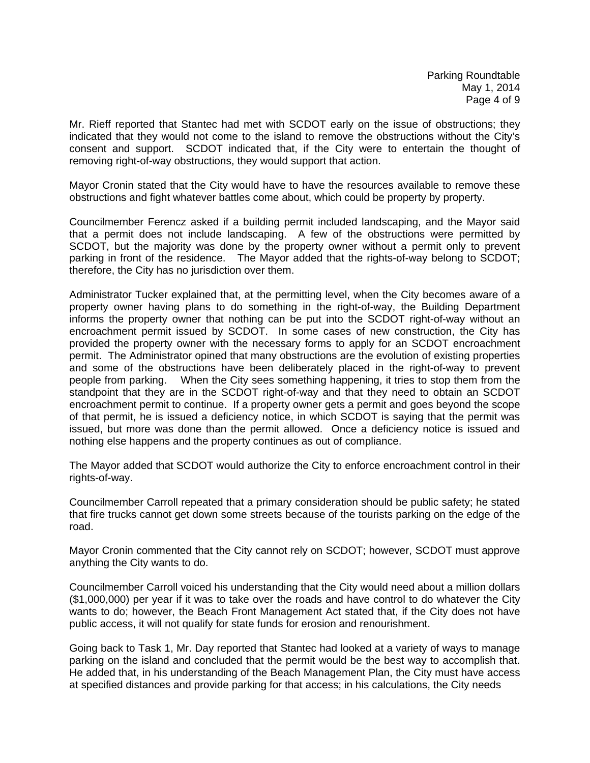Mr. Rieff reported that Stantec had met with SCDOT early on the issue of obstructions; they indicated that they would not come to the island to remove the obstructions without the City's consent and support. SCDOT indicated that, if the City were to entertain the thought of removing right-of-way obstructions, they would support that action.

Mayor Cronin stated that the City would have to have the resources available to remove these obstructions and fight whatever battles come about, which could be property by property.

Councilmember Ferencz asked if a building permit included landscaping, and the Mayor said that a permit does not include landscaping. A few of the obstructions were permitted by SCDOT, but the majority was done by the property owner without a permit only to prevent parking in front of the residence. The Mayor added that the rights-of-way belong to SCDOT; therefore, the City has no jurisdiction over them.

Administrator Tucker explained that, at the permitting level, when the City becomes aware of a property owner having plans to do something in the right-of-way, the Building Department informs the property owner that nothing can be put into the SCDOT right-of-way without an encroachment permit issued by SCDOT. In some cases of new construction, the City has provided the property owner with the necessary forms to apply for an SCDOT encroachment permit. The Administrator opined that many obstructions are the evolution of existing properties and some of the obstructions have been deliberately placed in the right-of-way to prevent people from parking. When the City sees something happening, it tries to stop them from the standpoint that they are in the SCDOT right-of-way and that they need to obtain an SCDOT encroachment permit to continue. If a property owner gets a permit and goes beyond the scope of that permit, he is issued a deficiency notice, in which SCDOT is saying that the permit was issued, but more was done than the permit allowed. Once a deficiency notice is issued and nothing else happens and the property continues as out of compliance.

The Mayor added that SCDOT would authorize the City to enforce encroachment control in their rights-of-way.

Councilmember Carroll repeated that a primary consideration should be public safety; he stated that fire trucks cannot get down some streets because of the tourists parking on the edge of the road.

Mayor Cronin commented that the City cannot rely on SCDOT; however, SCDOT must approve anything the City wants to do.

Councilmember Carroll voiced his understanding that the City would need about a million dollars ($1,000,000) per year if it was to take over the roads and have control to do whatever the City wants to do; however, the Beach Front Management Act stated that, if the City does not have public access, it will not qualify for state funds for erosion and renourishment.

Going back to Task 1, Mr. Day reported that Stantec had looked at a variety of ways to manage parking on the island and concluded that the permit would be the best way to accomplish that. He added that, in his understanding of the Beach Management Plan, the City must have access at specified distances and provide parking for that access; in his calculations, the City needs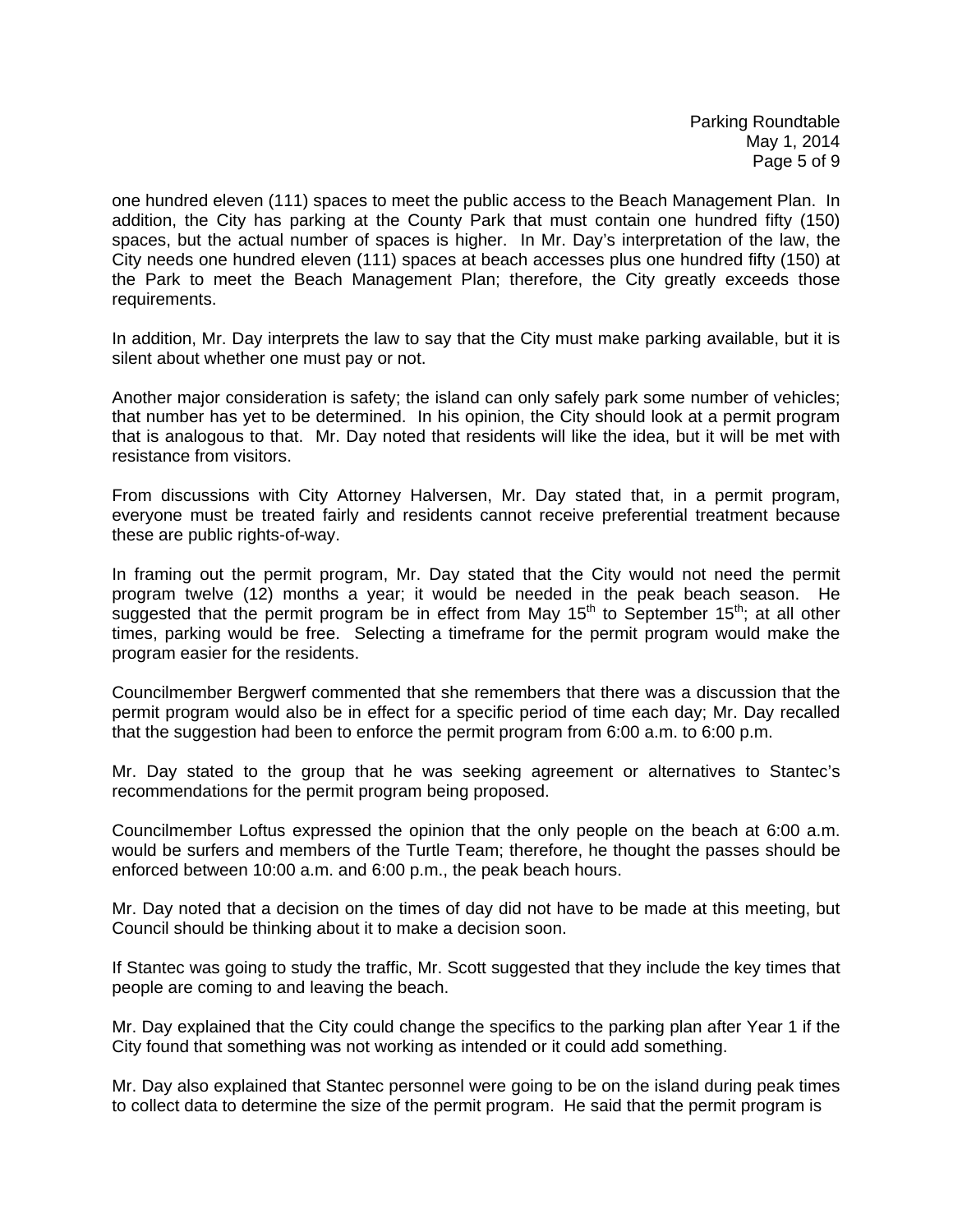one hundred eleven (111) spaces to meet the public access to the Beach Management Plan. In addition, the City has parking at the County Park that must contain one hundred fifty (150) spaces, but the actual number of spaces is higher. In Mr. Day's interpretation of the law, the City needs one hundred eleven (111) spaces at beach accesses plus one hundred fifty (150) at the Park to meet the Beach Management Plan; therefore, the City greatly exceeds those requirements.

In addition, Mr. Day interprets the law to say that the City must make parking available, but it is silent about whether one must pay or not.

Another major consideration is safety; the island can only safely park some number of vehicles; that number has yet to be determined. In his opinion, the City should look at a permit program that is analogous to that. Mr. Day noted that residents will like the idea, but it will be met with resistance from visitors.

From discussions with City Attorney Halversen, Mr. Day stated that, in a permit program, everyone must be treated fairly and residents cannot receive preferential treatment because these are public rights-of-way.

In framing out the permit program, Mr. Day stated that the City would not need the permit program twelve (12) months a year; it would be needed in the peak beach season. He suggested that the permit program be in effect from May 15th to September 15th; at all other times, parking would be free. Selecting a timeframe for the permit program would make the program easier for the residents.

Councilmember Bergwerf commented that she remembers that there was a discussion that the permit program would also be in effect for a specific period of time each day; Mr. Day recalled that the suggestion had been to enforce the permit program from 6:00 a.m. to 6:00 p.m.

Mr. Day stated to the group that he was seeking agreement or alternatives to Stantec's recommendations for the permit program being proposed.

Councilmember Loftus expressed the opinion that the only people on the beach at 6:00 a.m. would be surfers and members of the Turtle Team; therefore, he thought the passes should be enforced between 10:00 a.m. and 6:00 p.m., the peak beach hours.

Mr. Day noted that a decision on the times of day did not have to be made at this meeting, but Council should be thinking about it to make a decision soon.

If Stantec was going to study the traffic, Mr. Scott suggested that they include the key times that people are coming to and leaving the beach.

Mr. Day explained that the City could change the specifics to the parking plan after Year 1 if the City found that something was not working as intended or it could add something.

Mr. Day also explained that Stantec personnel were going to be on the island during peak times to collect data to determine the size of the permit program. He said that the permit program is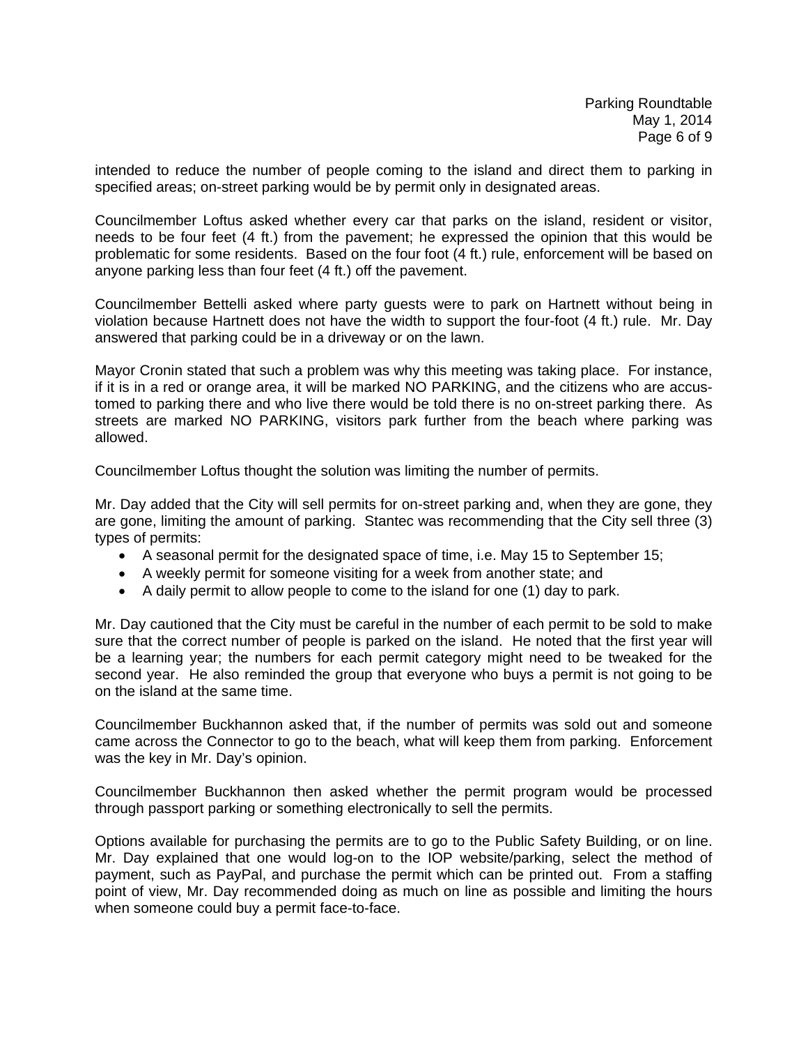intended to reduce the number of people coming to the island and direct them to parking in specified areas; on-street parking would be by permit only in designated areas.

Councilmember Loftus asked whether every car that parks on the island, resident or visitor, needs to be four feet (4 ft.) from the pavement; he expressed the opinion that this would be problematic for some residents. Based on the four foot (4 ft.) rule, enforcement will be based on anyone parking less than four feet (4 ft.) off the pavement.

Councilmember Bettelli asked where party guests were to park on Hartnett without being in violation because Hartnett does not have the width to support the four-foot (4 ft.) rule. Mr. Day answered that parking could be in a driveway or on the lawn.

Mayor Cronin stated that such a problem was why this meeting was taking place. For instance, if it is in a red or orange area, it will be marked NO PARKING, and the citizens who are accustomed to parking there and who live there would be told there is no on-street parking there. As streets are marked NO PARKING, visitors park further from the beach where parking was allowed.

Councilmember Loftus thought the solution was limiting the number of permits.

Mr. Day added that the City will sell permits for on-street parking and, when they are gone, they are gone, limiting the amount of parking. Stantec was recommending that the City sell three (3) types of permits:

- A seasonal permit for the designated space of time, i.e. May 15 to September 15;
- A weekly permit for someone visiting for a week from another state; and
- A daily permit to allow people to come to the island for one (1) day to park.

Mr. Day cautioned that the City must be careful in the number of each permit to be sold to make sure that the correct number of people is parked on the island. He noted that the first year will be a learning year; the numbers for each permit category might need to be tweaked for the second year. He also reminded the group that everyone who buys a permit is not going to be on the island at the same time.

Councilmember Buckhannon asked that, if the number of permits was sold out and someone came across the Connector to go to the beach, what will keep them from parking. Enforcement was the key in Mr. Day's opinion.

Councilmember Buckhannon then asked whether the permit program would be processed through passport parking or something electronically to sell the permits.

Options available for purchasing the permits are to go to the Public Safety Building, or on line. Mr. Day explained that one would log-on to the IOP website/parking, select the method of payment, such as PayPal, and purchase the permit which can be printed out. From a staffing point of view, Mr. Day recommended doing as much on line as possible and limiting the hours when someone could buy a permit face-to-face.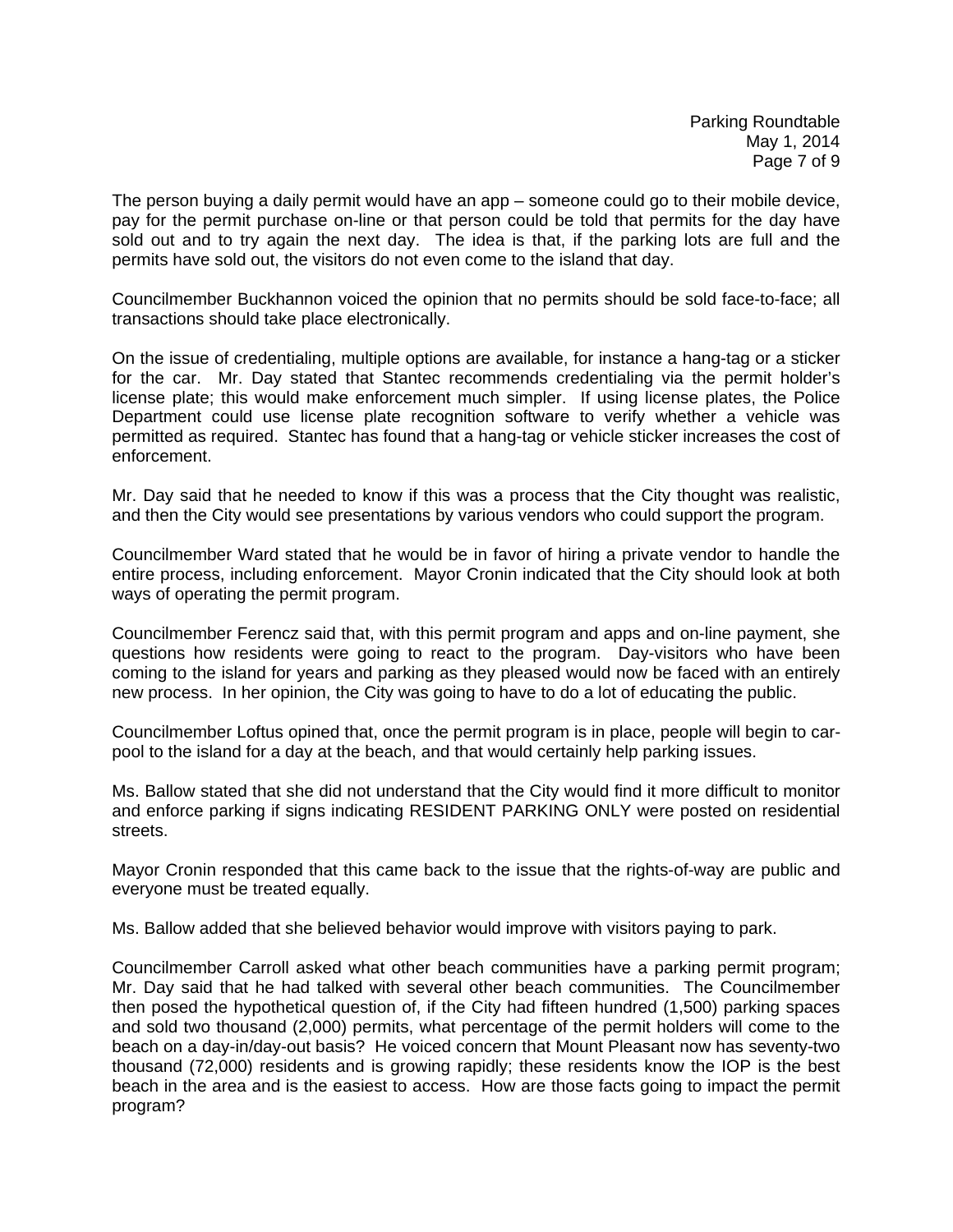The person buying a daily permit would have an app – someone could go to their mobile device, pay for the permit purchase on-line or that person could be told that permits for the day have sold out and to try again the next day. The idea is that, if the parking lots are full and the permits have sold out, the visitors do not even come to the island that day.

Councilmember Buckhannon voiced the opinion that no permits should be sold face-to-face; all transactions should take place electronically.

On the issue of credentialing, multiple options are available, for instance a hang-tag or a sticker for the car. Mr. Day stated that Stantec recommends credentialing via the permit holder's license plate; this would make enforcement much simpler. If using license plates, the Police Department could use license plate recognition software to verify whether a vehicle was permitted as required. Stantec has found that a hang-tag or vehicle sticker increases the cost of enforcement.

Mr. Day said that he needed to know if this was a process that the City thought was realistic, and then the City would see presentations by various vendors who could support the program.

Councilmember Ward stated that he would be in favor of hiring a private vendor to handle the entire process, including enforcement. Mayor Cronin indicated that the City should look at both ways of operating the permit program.

Councilmember Ferencz said that, with this permit program and apps and on-line payment, she questions how residents were going to react to the program. Day-visitors who have been coming to the island for years and parking as they pleased would now be faced with an entirely new process. In her opinion, the City was going to have to do a lot of educating the public.

Councilmember Loftus opined that, once the permit program is in place, people will begin to car-pool to the island for a day at the beach, and that would certainly help parking issues.

Ms. Ballow stated that she did not understand that the City would find it more difficult to monitor and enforce parking if signs indicating RESIDENT PARKING ONLY were posted on residential streets.

Mayor Cronin responded that this came back to the issue that the rights-of-way are public and everyone must be treated equally.

Ms. Ballow added that she believed behavior would improve with visitors paying to park.

Councilmember Carroll asked what other beach communities have a parking permit program; Mr. Day said that he had talked with several other beach communities. The Councilmember then posed the hypothetical question of, if the City had fifteen hundred (1,500) parking spaces and sold two thousand (2,000) permits, what percentage of the permit holders will come to the beach on a day-in/day-out basis? He voiced concern that Mount Pleasant now has seventy-two thousand (72,000) residents and is growing rapidly; these residents know the IOP is the best beach in the area and is the easiest to access. How are those facts going to impact the permit program?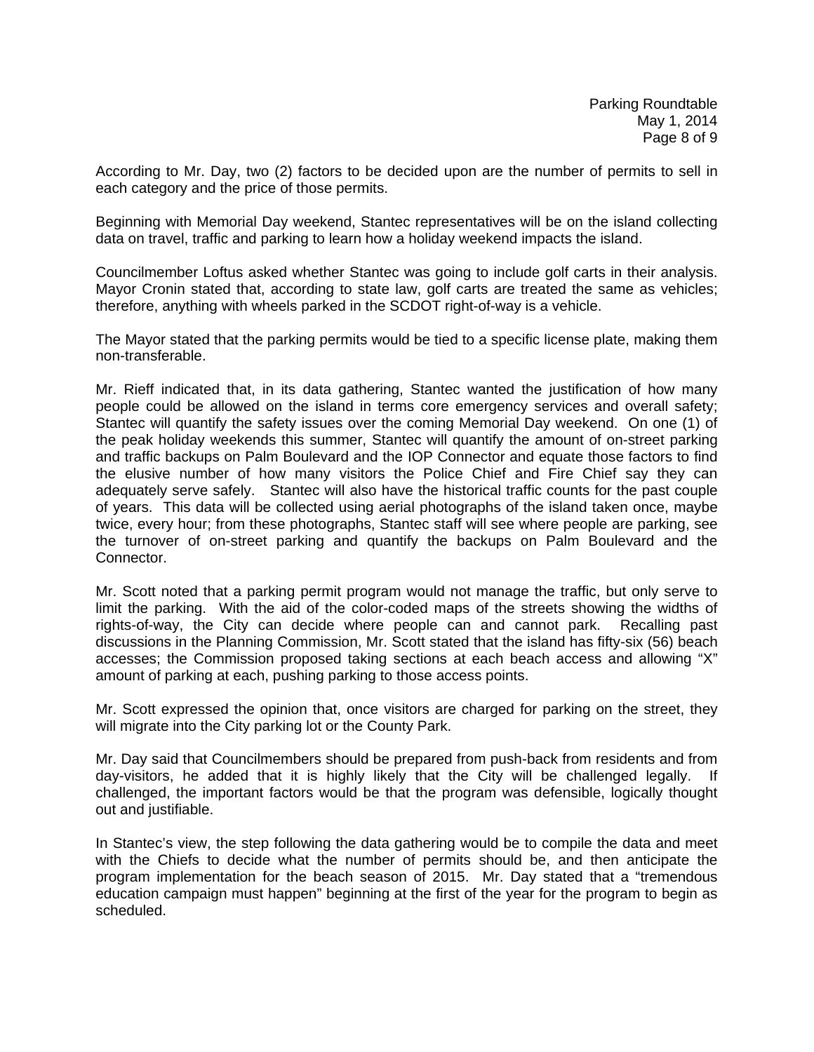According to Mr. Day, two (2) factors to be decided upon are the number of permits to sell in each category and the price of those permits.

Beginning with Memorial Day weekend, Stantec representatives will be on the island collecting data on travel, traffic and parking to learn how a holiday weekend impacts the island.

Councilmember Loftus asked whether Stantec was going to include golf carts in their analysis. Mayor Cronin stated that, according to state law, golf carts are treated the same as vehicles; therefore, anything with wheels parked in the SCDOT right-of-way is a vehicle.

The Mayor stated that the parking permits would be tied to a specific license plate, making them non-transferable.

Mr. Rieff indicated that, in its data gathering, Stantec wanted the justification of how many people could be allowed on the island in terms core emergency services and overall safety; Stantec will quantify the safety issues over the coming Memorial Day weekend. On one (1) of the peak holiday weekends this summer, Stantec will quantify the amount of on-street parking and traffic backups on Palm Boulevard and the IOP Connector and equate those factors to find the elusive number of how many visitors the Police Chief and Fire Chief say they can adequately serve safely. Stantec will also have the historical traffic counts for the past couple of years. This data will be collected using aerial photographs of the island taken once, maybe twice, every hour; from these photographs, Stantec staff will see where people are parking, see the turnover of on-street parking and quantify the backups on Palm Boulevard and the Connector.

Mr. Scott noted that a parking permit program would not manage the traffic, but only serve to limit the parking. With the aid of the color-coded maps of the streets showing the widths of rights-of-way, the City can decide where people can and cannot park. Recalling past discussions in the Planning Commission, Mr. Scott stated that the island has fifty-six (56) beach accesses; the Commission proposed taking sections at each beach access and allowing "X" amount of parking at each, pushing parking to those access points.

Mr. Scott expressed the opinion that, once visitors are charged for parking on the street, they will migrate into the City parking lot or the County Park.

Mr. Day said that Councilmembers should be prepared from push-back from residents and from day-visitors, he added that it is highly likely that the City will be challenged legally. If challenged, the important factors would be that the program was defensible, logically thought out and justifiable.

In Stantec's view, the step following the data gathering would be to compile the data and meet with the Chiefs to decide what the number of permits should be, and then anticipate the program implementation for the beach season of 2015. Mr. Day stated that a "tremendous education campaign must happen" beginning at the first of the year for the program to begin as scheduled.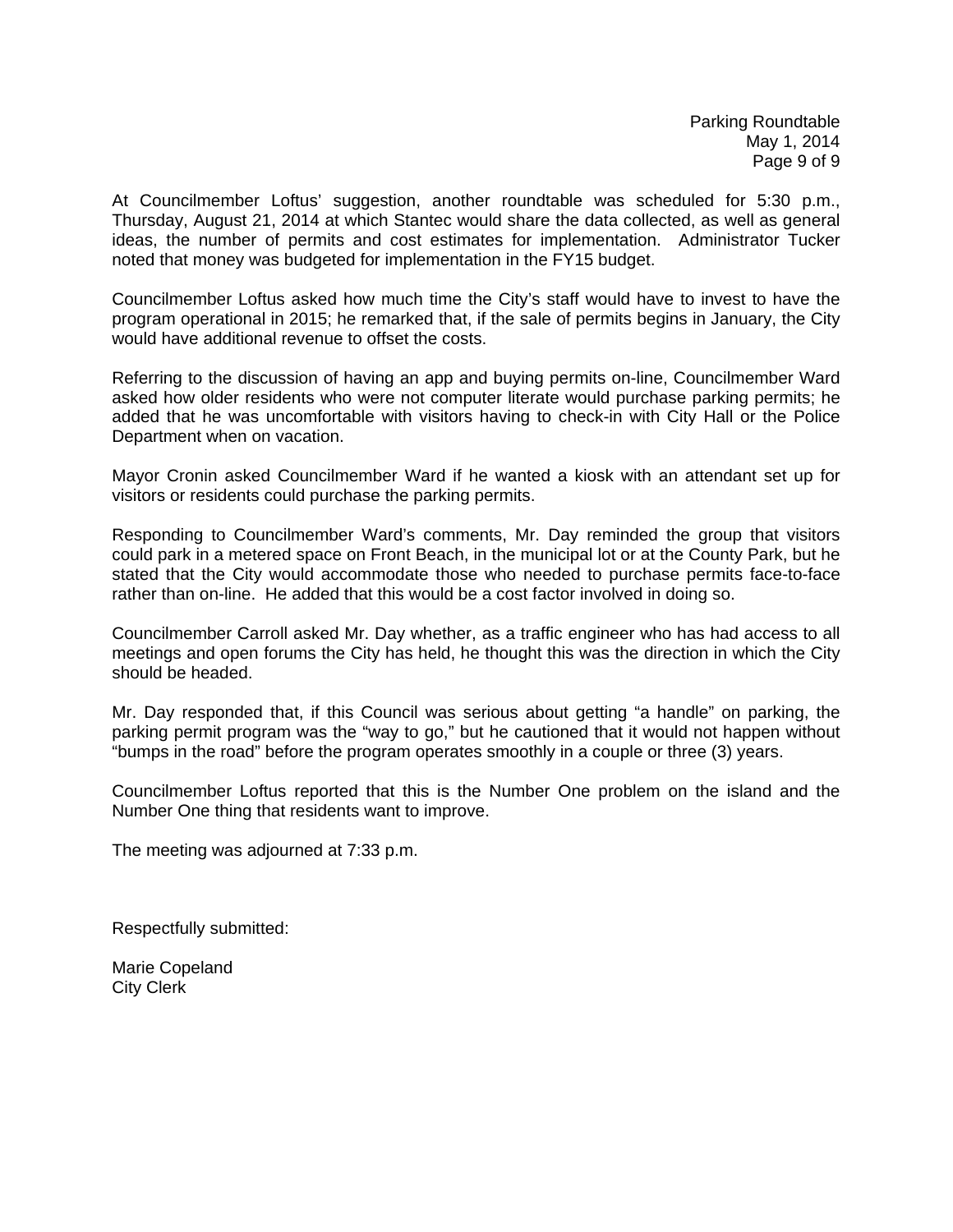At Councilmember Loftus' suggestion, another roundtable was scheduled for 5:30 p.m., Thursday, August 21, 2014 at which Stantec would share the data collected, as well as general ideas, the number of permits and cost estimates for implementation. Administrator Tucker noted that money was budgeted for implementation in the FY15 budget.

Councilmember Loftus asked how much time the City's staff would have to invest to have the program operational in 2015; he remarked that, if the sale of permits begins in January, the City would have additional revenue to offset the costs.

Referring to the discussion of having an app and buying permits on-line, Councilmember Ward asked how older residents who were not computer literate would purchase parking permits; he added that he was uncomfortable with visitors having to check-in with City Hall or the Police Department when on vacation.

Mayor Cronin asked Councilmember Ward if he wanted a kiosk with an attendant set up for visitors or residents could purchase the parking permits.

Responding to Councilmember Ward's comments, Mr. Day reminded the group that visitors could park in a metered space on Front Beach, in the municipal lot or at the County Park, but he stated that the City would accommodate those who needed to purchase permits face-to-face rather than on-line. He added that this would be a cost factor involved in doing so.

Councilmember Carroll asked Mr. Day whether, as a traffic engineer who has had access to all meetings and open forums the City has held, he thought this was the direction in which the City should be headed.

Mr. Day responded that, if this Council was serious about getting "a handle" on parking, the parking permit program was the "way to go," but he cautioned that it would not happen without "bumps in the road" before the program operates smoothly in a couple or three (3) years.

Councilmember Loftus reported that this is the Number One problem on the island and the Number One thing that residents want to improve.

The meeting was adjourned at 7:33 p.m.

Respectfully submitted:

Marie Copeland
City Clerk